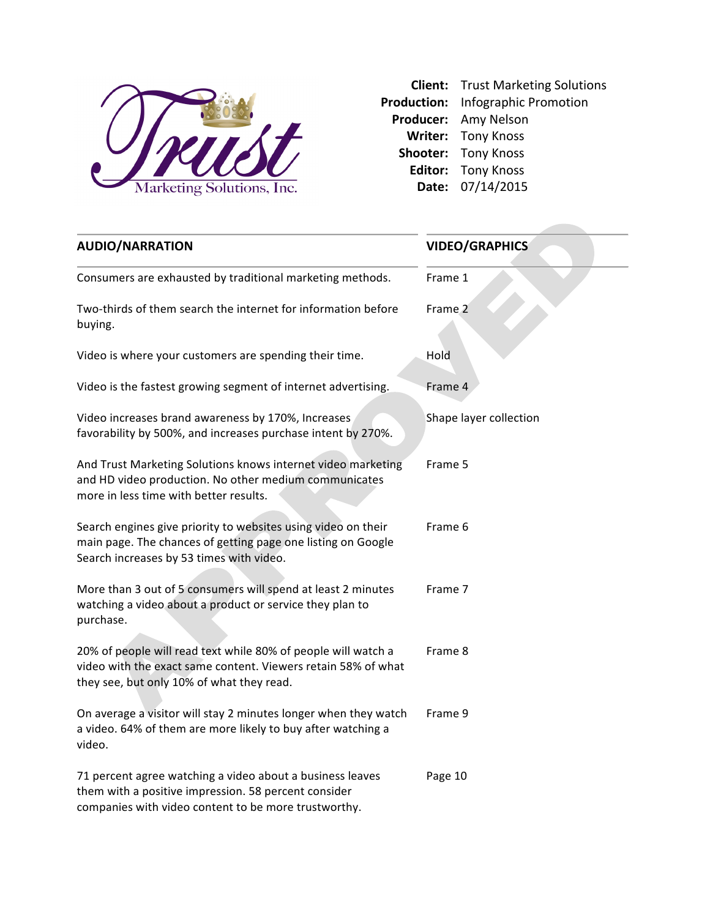Trust Marketing Solutions, Inc.

**Client:** Trust Marketing Solutions
**Production:** Infographic Promotion
**Producer:** Amy Nelson
**Writer:** Tony Knoss
**Shooter:** Tony Knoss
**Editor:** Tony Knoss
**Date:** 07/14/2015

APPROVED

| AUDIO/NARRATION | VIDEO/GRAPHICS |
|---|---|
| Consumers are exhausted by traditional marketing methods. | Frame 1 |
| Two-thirds of them search the internet for information before buying. | Frame 2 |
| Video is where your customers are spending their time. | Hold |
| Video is the fastest growing segment of internet advertising. | Frame 4 |
| Video increases brand awareness by 170%, Increases favorability by 500%, and increases purchase intent by 270%. | Shape layer collection |
| And Trust Marketing Solutions knows internet video marketing and HD video production. No other medium communicates more in less time with better results. | Frame 5 |
| Search engines give priority to websites using video on their main page. The chances of getting page one listing on Google Search increases by 53 times with video. | Frame 6 |
| More than 3 out of 5 consumers will spend at least 2 minutes watching a video about a product or service they plan to purchase. | Frame 7 |
| 20% of people will read text while 80% of people will watch a video with the exact same content. Viewers retain 58% of what they see, but only 10% of what they read. | Frame 8 |
| On average a visitor will stay 2 minutes longer when they watch a video. 64% of them are more likely to buy after watching a video. | Frame 9 |
| 71 percent agree watching a video about a business leaves them with a positive impression. 58 percent consider companies with video content to be more trustworthy. | Page 10 |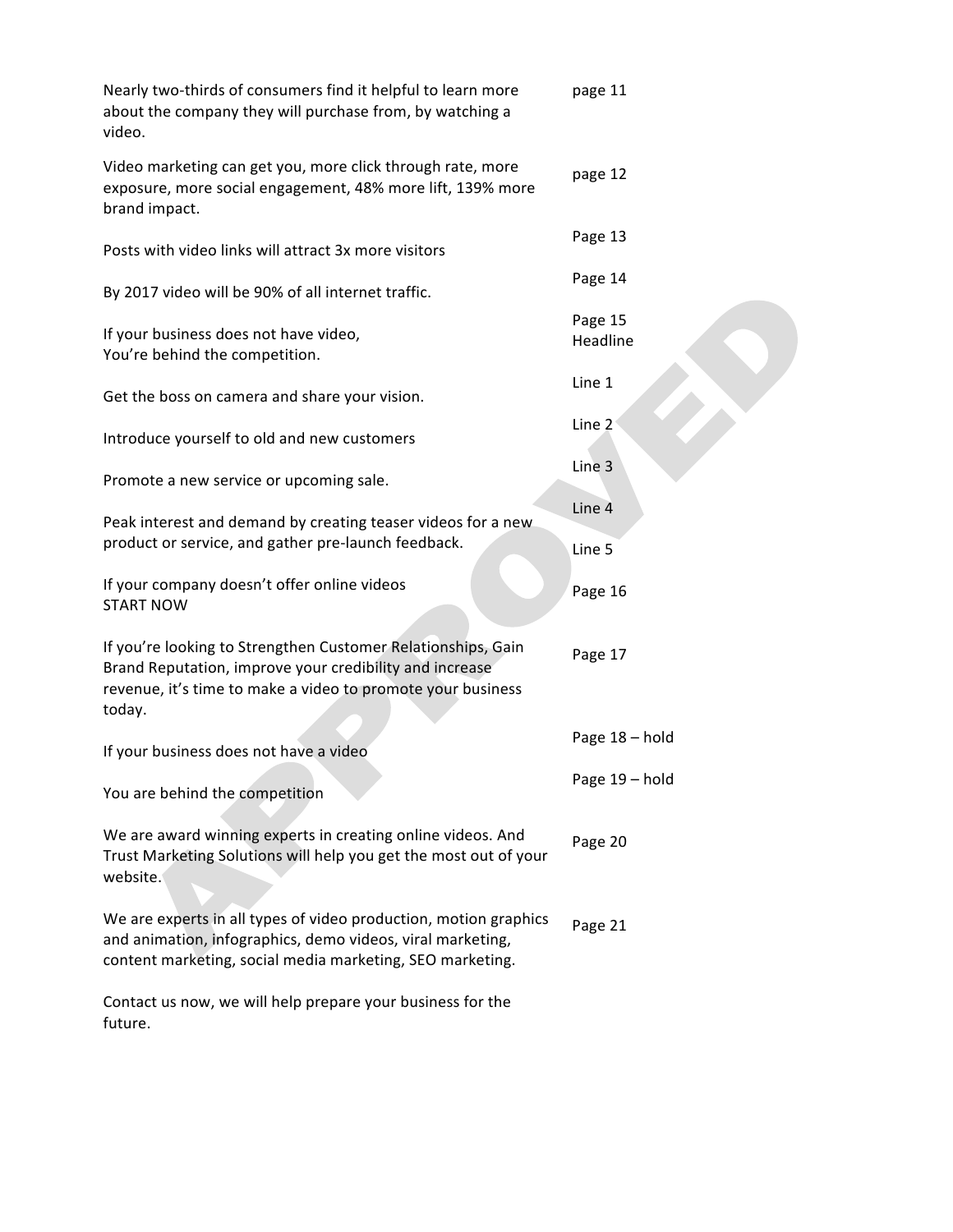| | |
|---|---|
| Nearly two-thirds of consumers find it helpful to learn more about the company they will purchase from, by watching a video. | page 11 |
| Video marketing can get you, more click through rate, more exposure, more social engagement, 48% more lift, 139% more brand impact. | page 12 |
| Posts with video links will attract 3x more visitors | Page 13 |
| By 2017 video will be 90% of all internet traffic. | Page 14 |
| If your business does not have video,<br>You're behind the competition. | Page 15<br>Headline |
| Get the boss on camera and share your vision. | Line 1 |
| Introduce yourself to old and new customers | Line 2 |
| Promote a new service or upcoming sale. | Line 3 |
| Peak interest and demand by creating teaser videos for a new product or service, and gather pre-launch feedback. | Line 4<br>Line 5 |
| If your company doesn't offer online videos<br>START NOW | Page 16 |
| If you're looking to Strengthen Customer Relationships, Gain Brand Reputation, improve your credibility and increase revenue, it's time to make a video to promote your business today. | Page 17 |
| If your business does not have a video | Page 18 – hold |
| You are behind the competition | Page 19 – hold |
| We are award winning experts in creating online videos. And Trust Marketing Solutions will help you get the most out of your website. | Page 20 |
| We are experts in all types of video production, motion graphics and animation, infographics, demo videos, viral marketing, content marketing, social media marketing, SEO marketing. | Page 21 |
| Contact us now, we will help prepare your business for the future. | |

APPROVED